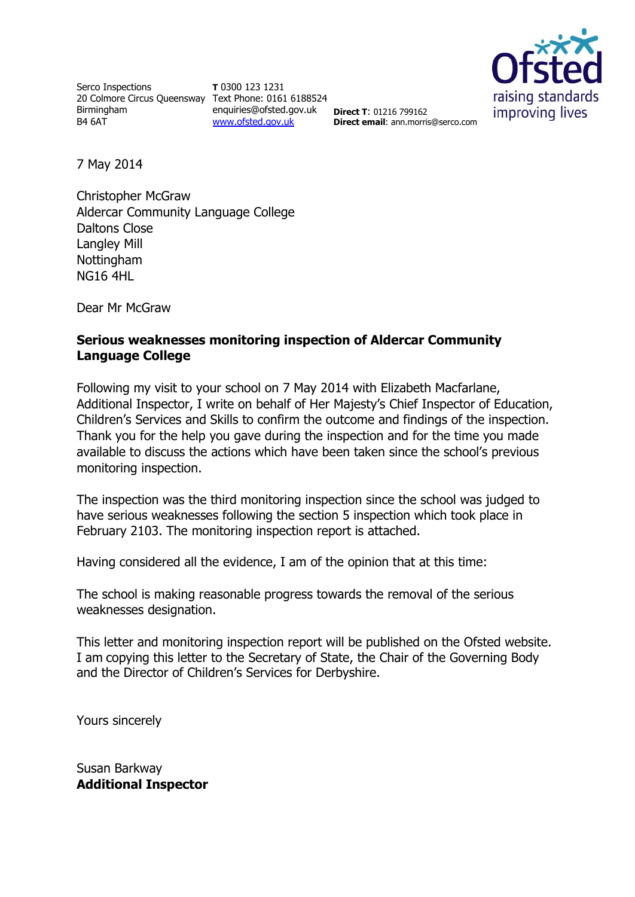Serco Inspections
20 Colmore Circus Queensway
Birmingham
B4 6AT

**T** 0300 123 1231
Text Phone: 0161 6188524
enquiries@ofsted.gov.uk
www.ofsted.gov.uk

**Direct T**: 01216 799162
**Direct email**: ann.morris@serco.com

Ofsted
raising standards
improving lives

7 May 2014

Christopher McGraw
Aldercar Community Language College
Daltons Close
Langley Mill
Nottingham
NG16 4HL

Dear Mr McGraw

**Serious weaknesses monitoring inspection of Aldercar Community Language College**

Following my visit to your school on 7 May 2014 with Elizabeth Macfarlane, Additional Inspector, I write on behalf of Her Majesty's Chief Inspector of Education, Children's Services and Skills to confirm the outcome and findings of the inspection. Thank you for the help you gave during the inspection and for the time you made available to discuss the actions which have been taken since the school's previous monitoring inspection.

The inspection was the third monitoring inspection since the school was judged to have serious weaknesses following the section 5 inspection which took place in February 2103. The monitoring inspection report is attached.

Having considered all the evidence, I am of the opinion that at this time:

The school is making reasonable progress towards the removal of the serious weaknesses designation.

This letter and monitoring inspection report will be published on the Ofsted website. I am copying this letter to the Secretary of State, the Chair of the Governing Body and the Director of Children's Services for Derbyshire.

Yours sincerely

Susan Barkway
**Additional Inspector**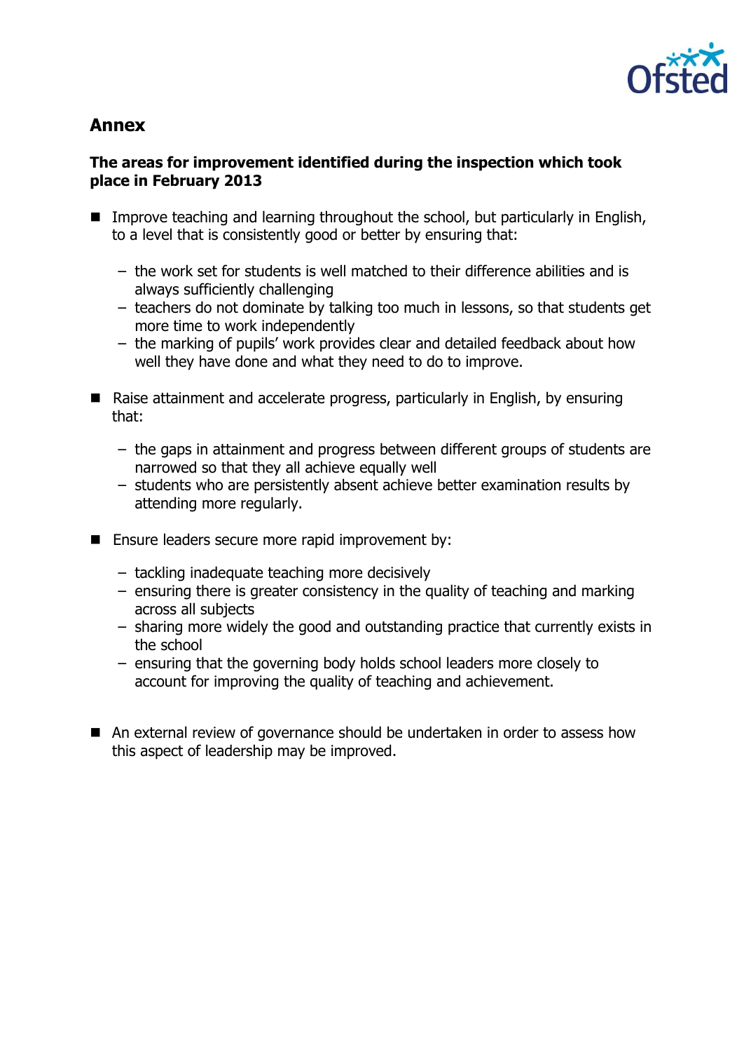## Annex

**The areas for improvement identified during the inspection which took place in February 2013**

- Improve teaching and learning throughout the school, but particularly in English, to a level that is consistently good or better by ensuring that:
  - the work set for students is well matched to their difference abilities and is always sufficiently challenging
  - teachers do not dominate by talking too much in lessons, so that students get more time to work independently
  - the marking of pupils' work provides clear and detailed feedback about how well they have done and what they need to do to improve.

- Raise attainment and accelerate progress, particularly in English, by ensuring that:
  - the gaps in attainment and progress between different groups of students are narrowed so that they all achieve equally well
  - students who are persistently absent achieve better examination results by attending more regularly.

- Ensure leaders secure more rapid improvement by:
  - tackling inadequate teaching more decisively
  - ensuring there is greater consistency in the quality of teaching and marking across all subjects
  - sharing more widely the good and outstanding practice that currently exists in the school
  - ensuring that the governing body holds school leaders more closely to account for improving the quality of teaching and achievement.

- An external review of governance should be undertaken in order to assess how this aspect of leadership may be improved.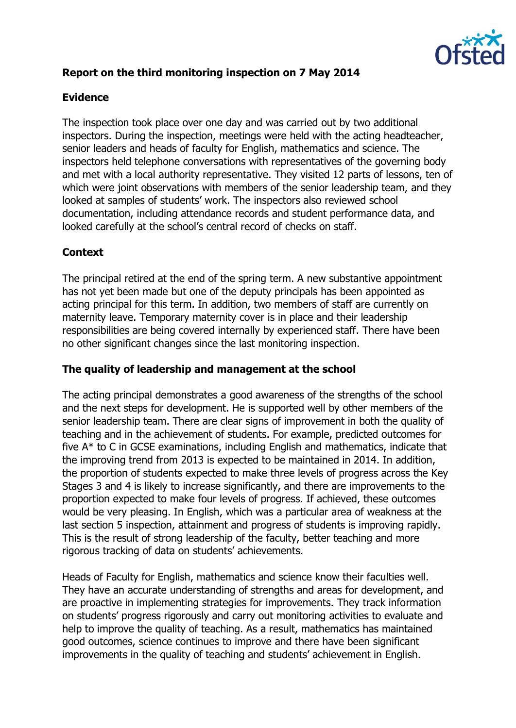**Report on the third monitoring inspection on 7 May 2014**

**Evidence**

The inspection took place over one day and was carried out by two additional inspectors. During the inspection, meetings were held with the acting headteacher, senior leaders and heads of faculty for English, mathematics and science. The inspectors held telephone conversations with representatives of the governing body and met with a local authority representative. They visited 12 parts of lessons, ten of which were joint observations with members of the senior leadership team, and they looked at samples of students' work. The inspectors also reviewed school documentation, including attendance records and student performance data, and looked carefully at the school's central record of checks on staff.

**Context**

The principal retired at the end of the spring term. A new substantive appointment has not yet been made but one of the deputy principals has been appointed as acting principal for this term. In addition, two members of staff are currently on maternity leave. Temporary maternity cover is in place and their leadership responsibilities are being covered internally by experienced staff. There have been no other significant changes since the last monitoring inspection.

**The quality of leadership and management at the school**

The acting principal demonstrates a good awareness of the strengths of the school and the next steps for development. He is supported well by other members of the senior leadership team. There are clear signs of improvement in both the quality of teaching and in the achievement of students. For example, predicted outcomes for five A* to C in GCSE examinations, including English and mathematics, indicate that the improving trend from 2013 is expected to be maintained in 2014. In addition, the proportion of students expected to make three levels of progress across the Key Stages 3 and 4 is likely to increase significantly, and there are improvements to the proportion expected to make four levels of progress. If achieved, these outcomes would be very pleasing. In English, which was a particular area of weakness at the last section 5 inspection, attainment and progress of students is improving rapidly. This is the result of strong leadership of the faculty, better teaching and more rigorous tracking of data on students' achievements.

Heads of Faculty for English, mathematics and science know their faculties well. They have an accurate understanding of strengths and areas for development, and are proactive in implementing strategies for improvements. They track information on students' progress rigorously and carry out monitoring activities to evaluate and help to improve the quality of teaching. As a result, mathematics has maintained good outcomes, science continues to improve and there have been significant improvements in the quality of teaching and students' achievement in English.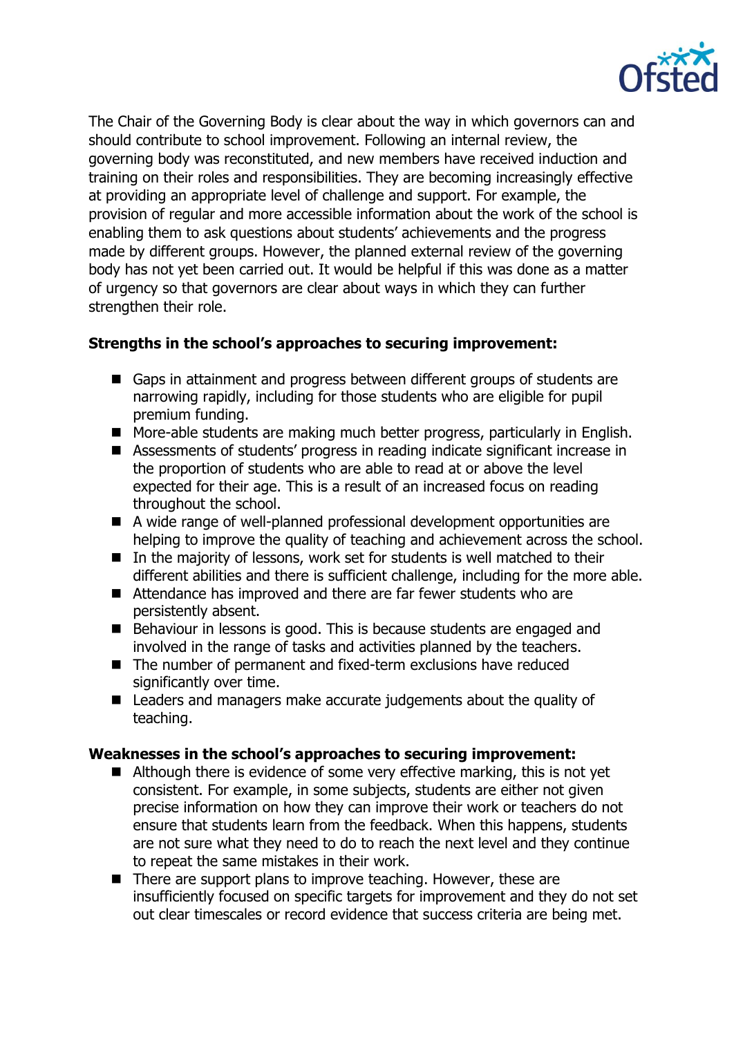The Chair of the Governing Body is clear about the way in which governors can and should contribute to school improvement. Following an internal review, the governing body was reconstituted, and new members have received induction and training on their roles and responsibilities. They are becoming increasingly effective at providing an appropriate level of challenge and support. For example, the provision of regular and more accessible information about the work of the school is enabling them to ask questions about students' achievements and the progress made by different groups. However, the planned external review of the governing body has not yet been carried out. It would be helpful if this was done as a matter of urgency so that governors are clear about ways in which they can further strengthen their role.

**Strengths in the school's approaches to securing improvement:**

- Gaps in attainment and progress between different groups of students are narrowing rapidly, including for those students who are eligible for pupil premium funding.
- More-able students are making much better progress, particularly in English.
- Assessments of students' progress in reading indicate significant increase in the proportion of students who are able to read at or above the level expected for their age. This is a result of an increased focus on reading throughout the school.
- A wide range of well-planned professional development opportunities are helping to improve the quality of teaching and achievement across the school.
- In the majority of lessons, work set for students is well matched to their different abilities and there is sufficient challenge, including for the more able.
- Attendance has improved and there are far fewer students who are persistently absent.
- Behaviour in lessons is good. This is because students are engaged and involved in the range of tasks and activities planned by the teachers.
- The number of permanent and fixed-term exclusions have reduced significantly over time.
- Leaders and managers make accurate judgements about the quality of teaching.

**Weaknesses in the school's approaches to securing improvement:**

- Although there is evidence of some very effective marking, this is not yet consistent. For example, in some subjects, students are either not given precise information on how they can improve their work or teachers do not ensure that students learn from the feedback. When this happens, students are not sure what they need to do to reach the next level and they continue to repeat the same mistakes in their work.
- There are support plans to improve teaching. However, these are insufficiently focused on specific targets for improvement and they do not set out clear timescales or record evidence that success criteria are being met.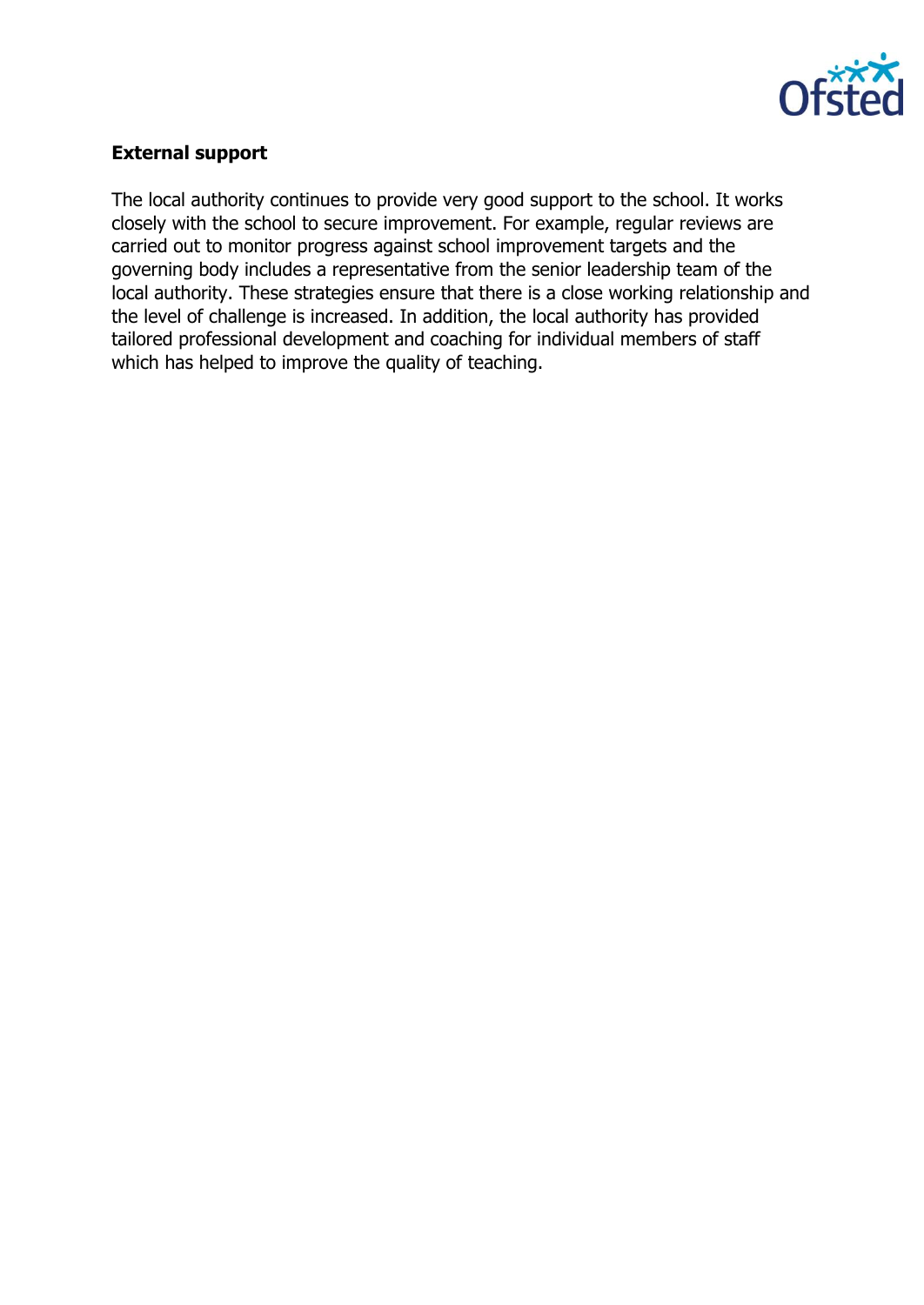**External support**

The local authority continues to provide very good support to the school. It works closely with the school to secure improvement. For example, regular reviews are carried out to monitor progress against school improvement targets and the governing body includes a representative from the senior leadership team of the local authority. These strategies ensure that there is a close working relationship and the level of challenge is increased. In addition, the local authority has provided tailored professional development and coaching for individual members of staff which has helped to improve the quality of teaching.